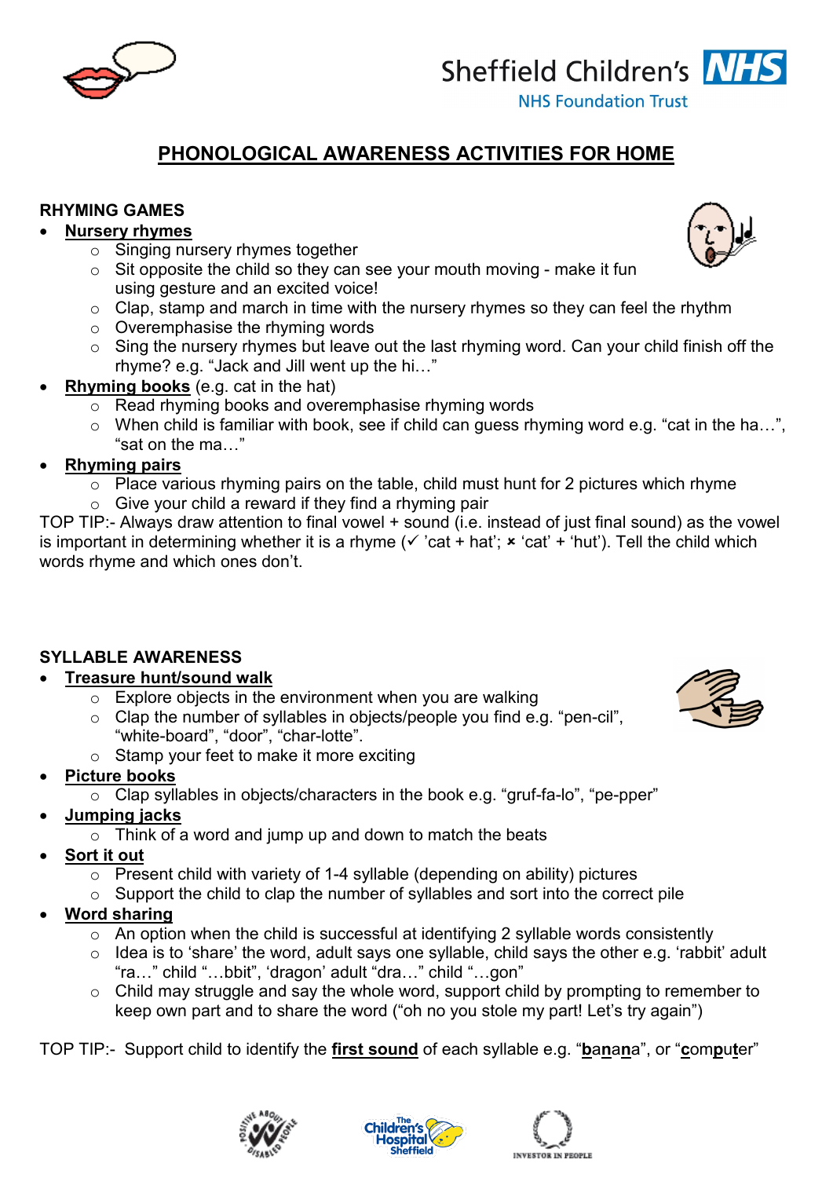Sheffield Children's NHS
NHS Foundation Trust

# PHONOLOGICAL AWARENESS ACTIVITIES FOR HOME

## RHYMING GAMES

- **Nursery rhymes**
  - Singing nursery rhymes together
  - Sit opposite the child so they can see your mouth moving - make it fun using gesture and an excited voice!
  - Clap, stamp and march in time with the nursery rhymes so they can feel the rhythm
  - Overemphasise the rhyming words
  - Sing the nursery rhymes but leave out the last rhyming word. Can your child finish off the rhyme? e.g. "Jack and Jill went up the hi…"
- **Rhyming books** (e.g. cat in the hat)
  - Read rhyming books and overemphasise rhyming words
  - When child is familiar with book, see if child can guess rhyming word e.g. "cat in the ha…", "sat on the ma…"
- **Rhyming pairs**
  - Place various rhyming pairs on the table, child must hunt for 2 pictures which rhyme
  - Give your child a reward if they find a rhyming pair

TOP TIP:- Always draw attention to final vowel + sound (i.e. instead of just final sound) as the vowel is important in determining whether it is a rhyme (✓ 'cat + hat'; ✗ 'cat' + 'hut'). Tell the child which words rhyme and which ones don't.

## SYLLABLE AWARENESS

- **Treasure hunt/sound walk**
  - Explore objects in the environment when you are walking
  - Clap the number of syllables in objects/people you find e.g. "pen-cil", "white-board", "door", "char-lotte".
  - Stamp your feet to make it more exciting
- **Picture books**
  - Clap syllables in objects/characters in the book e.g. "gruf-fa-lo", "pe-pper"
- **Jumping jacks**
  - Think of a word and jump up and down to match the beats
- **Sort it out**
  - Present child with variety of 1-4 syllable (depending on ability) pictures
  - Support the child to clap the number of syllables and sort into the correct pile
- **Word sharing**
  - An option when the child is successful at identifying 2 syllable words consistently
  - Idea is to 'share' the word, adult says one syllable, child says the other e.g. 'rabbit' adult "ra…" child "…bbit", 'dragon' adult "dra…" child "…gon"
  - Child may struggle and say the whole word, support child by prompting to remember to keep own part and to share the word ("oh no you stole my part! Let's try again")

TOP TIP:- Support child to identify the **first sound** of each syllable e.g. "**b**a**n**a**n**a", or "**c**om**p**u**t**er"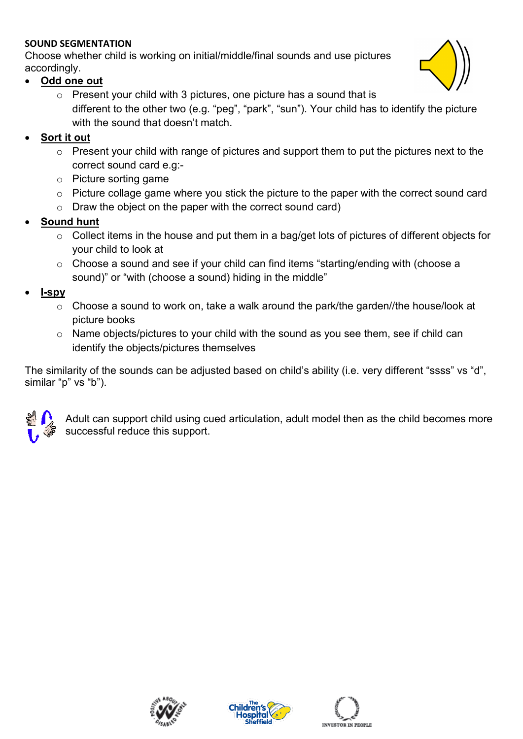**SOUND SEGMENTATION**

Choose whether child is working on initial/middle/final sounds and use pictures accordingly.

- **Odd one out**
  - Present your child with 3 pictures, one picture has a sound that is different to the other two (e.g. "peg", "park", "sun"). Your child has to identify the picture with the sound that doesn't match.
- **Sort it out**
  - Present your child with range of pictures and support them to put the pictures next to the correct sound card e.g:-
  - Picture sorting game
  - Picture collage game where you stick the picture to the paper with the correct sound card
  - Draw the object on the paper with the correct sound card)
- **Sound hunt**
  - Collect items in the house and put them in a bag/get lots of pictures of different objects for your child to look at
  - Choose a sound and see if your child can find items "starting/ending with (choose a sound)" or "with (choose a sound) hiding in the middle"
- **I-spy**
  - Choose a sound to work on, take a walk around the park/the garden//the house/look at picture books
  - Name objects/pictures to your child with the sound as you see them, see if child can identify the objects/pictures themselves

The similarity of the sounds can be adjusted based on child's ability (i.e. very different "ssss" vs "d", similar "p" vs "b").

Adult can support child using cued articulation, adult model then as the child becomes more successful reduce this support.